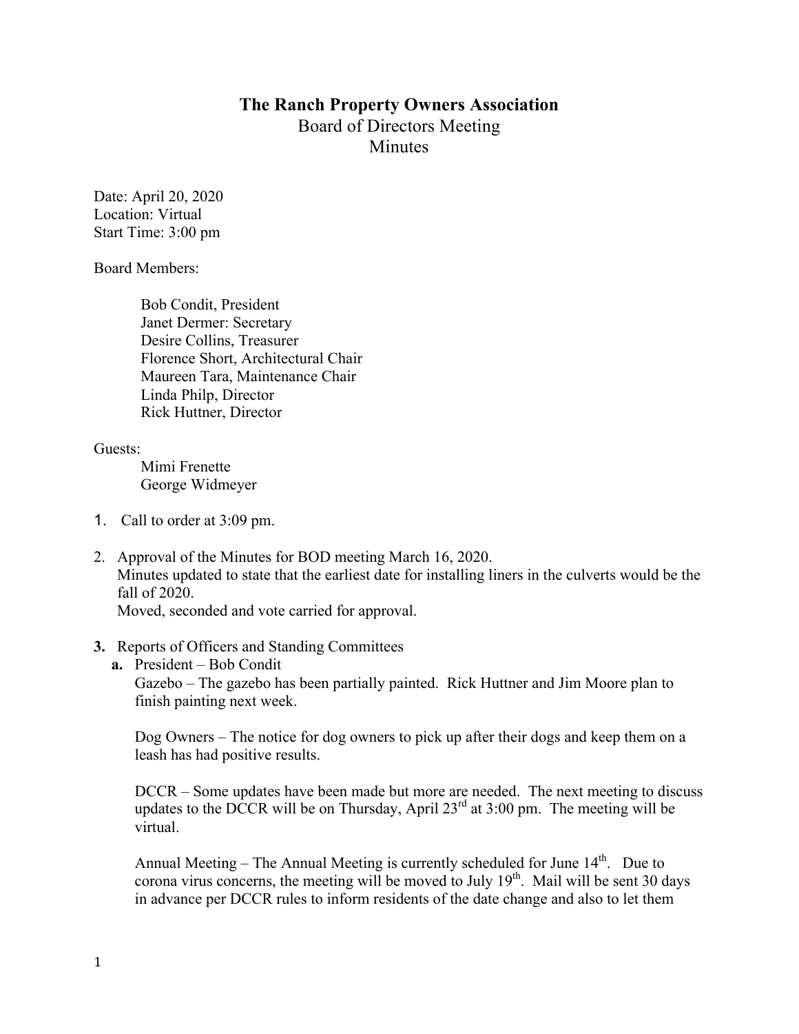# The Ranch Property Owners Association

## Board of Directors Meeting
## Minutes

Date: April 20, 2020
Location: Virtual
Start Time: 3:00 pm

Board Members:

Bob Condit, President
Janet Dermer: Secretary
Desire Collins, Treasurer
Florence Short, Architectural Chair
Maureen Tara, Maintenance Chair
Linda Philp, Director
Rick Huttner, Director

Guests:
Mimi Frenette
George Widmeyer

1. Call to order at 3:09 pm.

2. Approval of the Minutes for BOD meeting March 16, 2020.
   Minutes updated to state that the earliest date for installing liners in the culverts would be the fall of 2020.
   Moved, seconded and vote carried for approval.

3. **Reports of Officers and Standing Committees**

   **a.** President – Bob Condit

   Gazebo – The gazebo has been partially painted. Rick Huttner and Jim Moore plan to finish painting next week.

   Dog Owners – The notice for dog owners to pick up after their dogs and keep them on a leash has had positive results.

   DCCR – Some updates have been made but more are needed. The next meeting to discuss updates to the DCCR will be on Thursday, April 23rd at 3:00 pm. The meeting will be virtual.

   Annual Meeting – The Annual Meeting is currently scheduled for June 14th. Due to corona virus concerns, the meeting will be moved to July 19th. Mail will be sent 30 days in advance per DCCR rules to inform residents of the date change and also to let them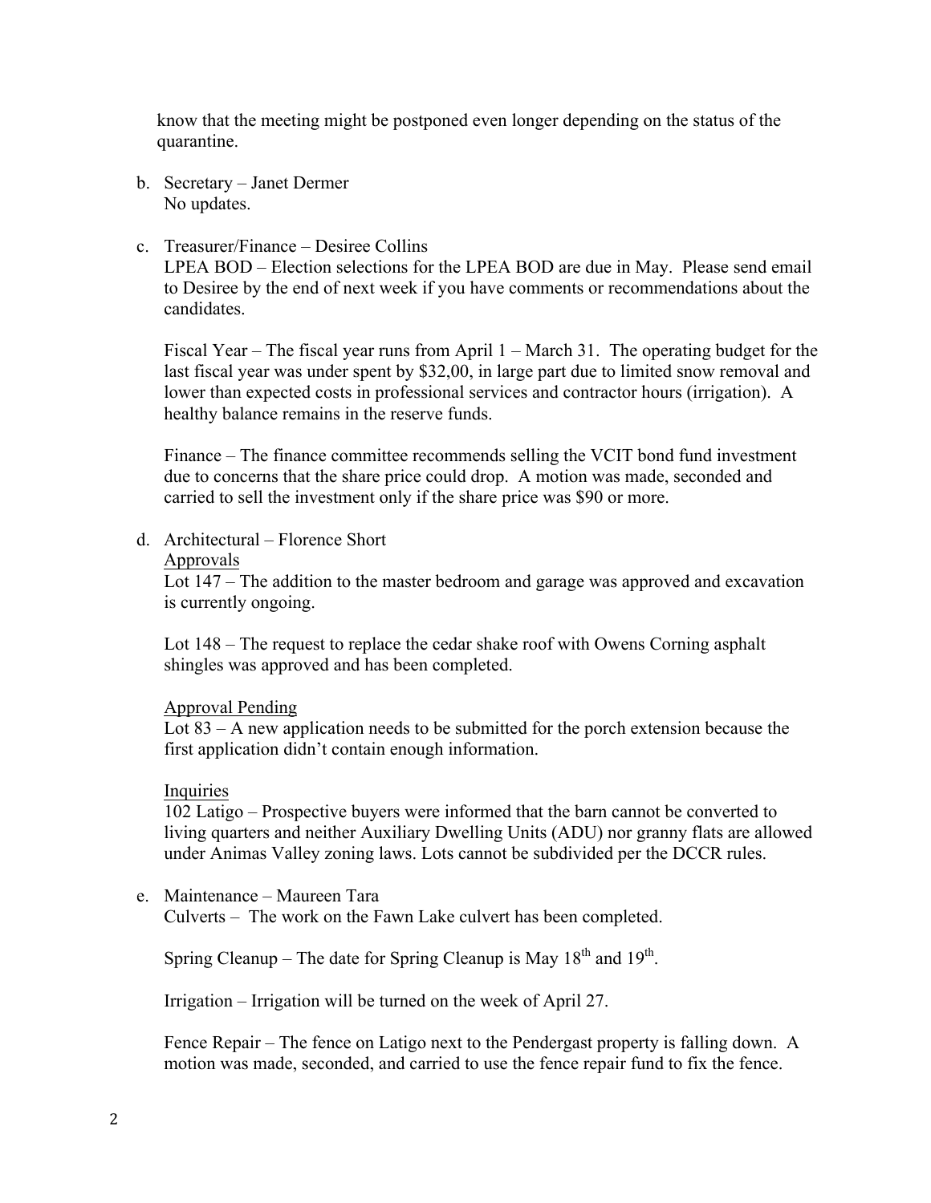know that the meeting might be postponed even longer depending on the status of the quarantine.

b. Secretary – Janet Dermer
   No updates.

c. Treasurer/Finance – Desiree Collins
   LPEA BOD – Election selections for the LPEA BOD are due in May. Please send email to Desiree by the end of next week if you have comments or recommendations about the candidates.

   Fiscal Year – The fiscal year runs from April 1 – March 31. The operating budget for the last fiscal year was under spent by $32,00, in large part due to limited snow removal and lower than expected costs in professional services and contractor hours (irrigation). A healthy balance remains in the reserve funds.

   Finance – The finance committee recommends selling the VCIT bond fund investment due to concerns that the share price could drop. A motion was made, seconded and carried to sell the investment only if the share price was $90 or more.

d. Architectural – Florence Short
   <u>Approvals</u>
   Lot 147 – The addition to the master bedroom and garage was approved and excavation is currently ongoing.

   Lot 148 – The request to replace the cedar shake roof with Owens Corning asphalt shingles was approved and has been completed.

   <u>Approval Pending</u>
   Lot 83 – A new application needs to be submitted for the porch extension because the first application didn't contain enough information.

   <u>Inquiries</u>
   102 Latigo – Prospective buyers were informed that the barn cannot be converted to living quarters and neither Auxiliary Dwelling Units (ADU) nor granny flats are allowed under Animas Valley zoning laws. Lots cannot be subdivided per the DCCR rules.

e. Maintenance – Maureen Tara
   Culverts – The work on the Fawn Lake culvert has been completed.

   Spring Cleanup – The date for Spring Cleanup is May 18th and 19th.

   Irrigation – Irrigation will be turned on the week of April 27.

   Fence Repair – The fence on Latigo next to the Pendergast property is falling down. A motion was made, seconded, and carried to use the fence repair fund to fix the fence.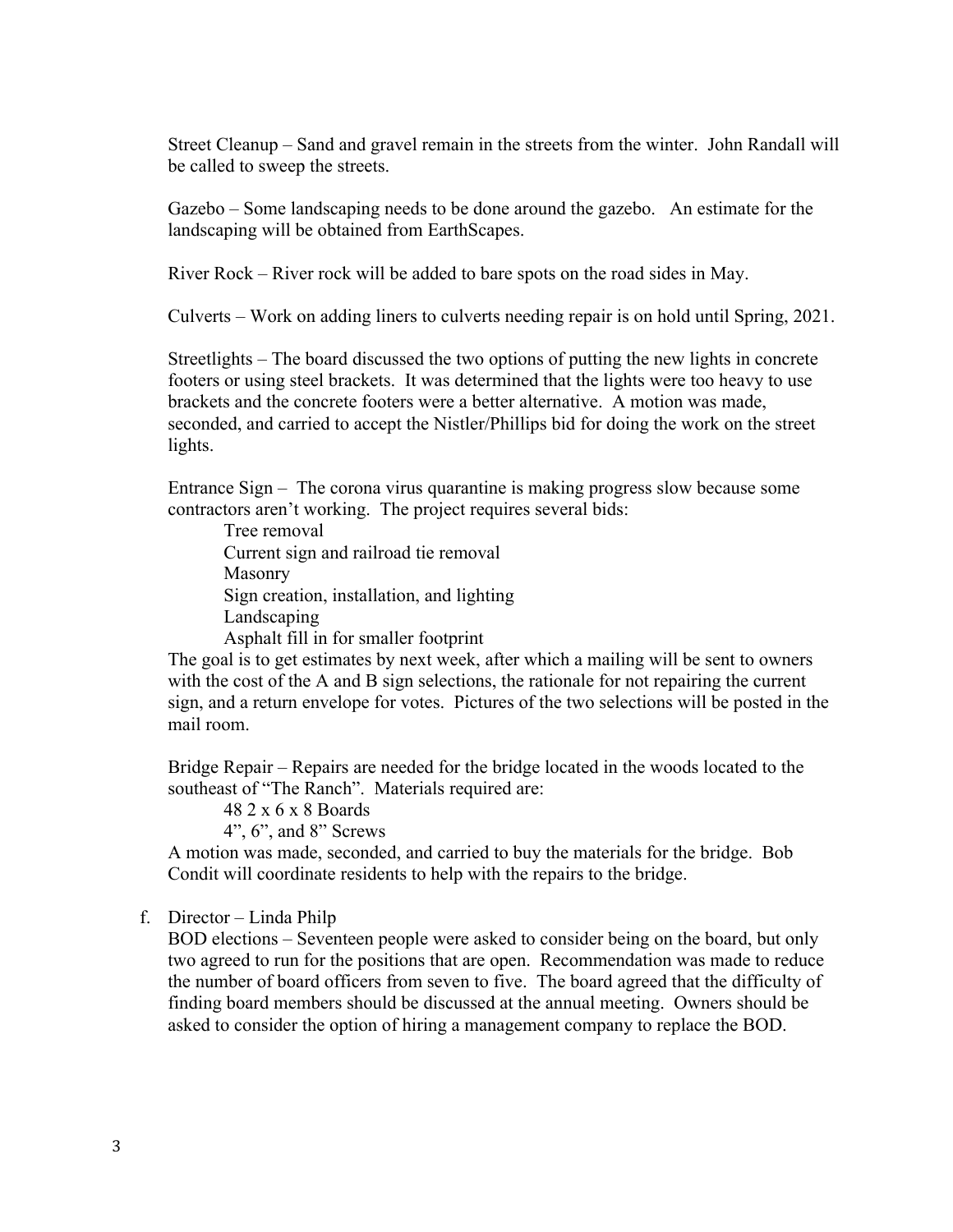Street Cleanup – Sand and gravel remain in the streets from the winter. John Randall will be called to sweep the streets.

Gazebo – Some landscaping needs to be done around the gazebo. An estimate for the landscaping will be obtained from EarthScapes.

River Rock – River rock will be added to bare spots on the road sides in May.

Culverts – Work on adding liners to culverts needing repair is on hold until Spring, 2021.

Streetlights – The board discussed the two options of putting the new lights in concrete footers or using steel brackets. It was determined that the lights were too heavy to use brackets and the concrete footers were a better alternative. A motion was made, seconded, and carried to accept the Nistler/Phillips bid for doing the work on the street lights.

Entrance Sign – The corona virus quarantine is making progress slow because some contractors aren't working. The project requires several bids:

- Tree removal
- Current sign and railroad tie removal
- Masonry
- Sign creation, installation, and lighting
- Landscaping
- Asphalt fill in for smaller footprint

The goal is to get estimates by next week, after which a mailing will be sent to owners with the cost of the A and B sign selections, the rationale for not repairing the current sign, and a return envelope for votes. Pictures of the two selections will be posted in the mail room.

Bridge Repair – Repairs are needed for the bridge located in the woods located to the southeast of "The Ranch". Materials required are:

- 48 2 x 6 x 8 Boards
- 4", 6", and 8" Screws

A motion was made, seconded, and carried to buy the materials for the bridge. Bob Condit will coordinate residents to help with the repairs to the bridge.

f. Director – Linda Philp

BOD elections – Seventeen people were asked to consider being on the board, but only two agreed to run for the positions that are open. Recommendation was made to reduce the number of board officers from seven to five. The board agreed that the difficulty of finding board members should be discussed at the annual meeting. Owners should be asked to consider the option of hiring a management company to replace the BOD.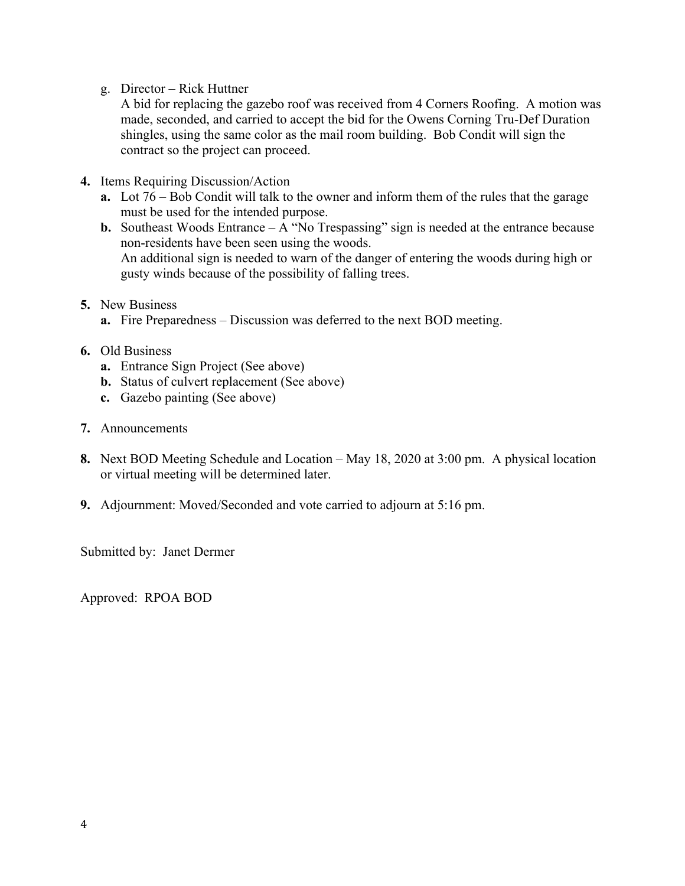g. Director – Rick Huttner

   A bid for replacing the gazebo roof was received from 4 Corners Roofing. A motion was made, seconded, and carried to accept the bid for the Owens Corning Tru-Def Duration shingles, using the same color as the mail room building. Bob Condit will sign the contract so the project can proceed.

**4.** Items Requiring Discussion/Action

   **a.** Lot 76 – Bob Condit will talk to the owner and inform them of the rules that the garage must be used for the intended purpose.

   **b.** Southeast Woods Entrance – A "No Trespassing" sign is needed at the entrance because non-residents have been seen using the woods.
   An additional sign is needed to warn of the danger of entering the woods during high or gusty winds because of the possibility of falling trees.

**5.** New Business

   **a.** Fire Preparedness – Discussion was deferred to the next BOD meeting.

**6.** Old Business

   **a.** Entrance Sign Project (See above)

   **b.** Status of culvert replacement (See above)

   **c.** Gazebo painting (See above)

**7.** Announcements

**8.** Next BOD Meeting Schedule and Location – May 18, 2020 at 3:00 pm. A physical location or virtual meeting will be determined later.

**9.** Adjournment: Moved/Seconded and vote carried to adjourn at 5:16 pm.

Submitted by: Janet Dermer

Approved: RPOA BOD